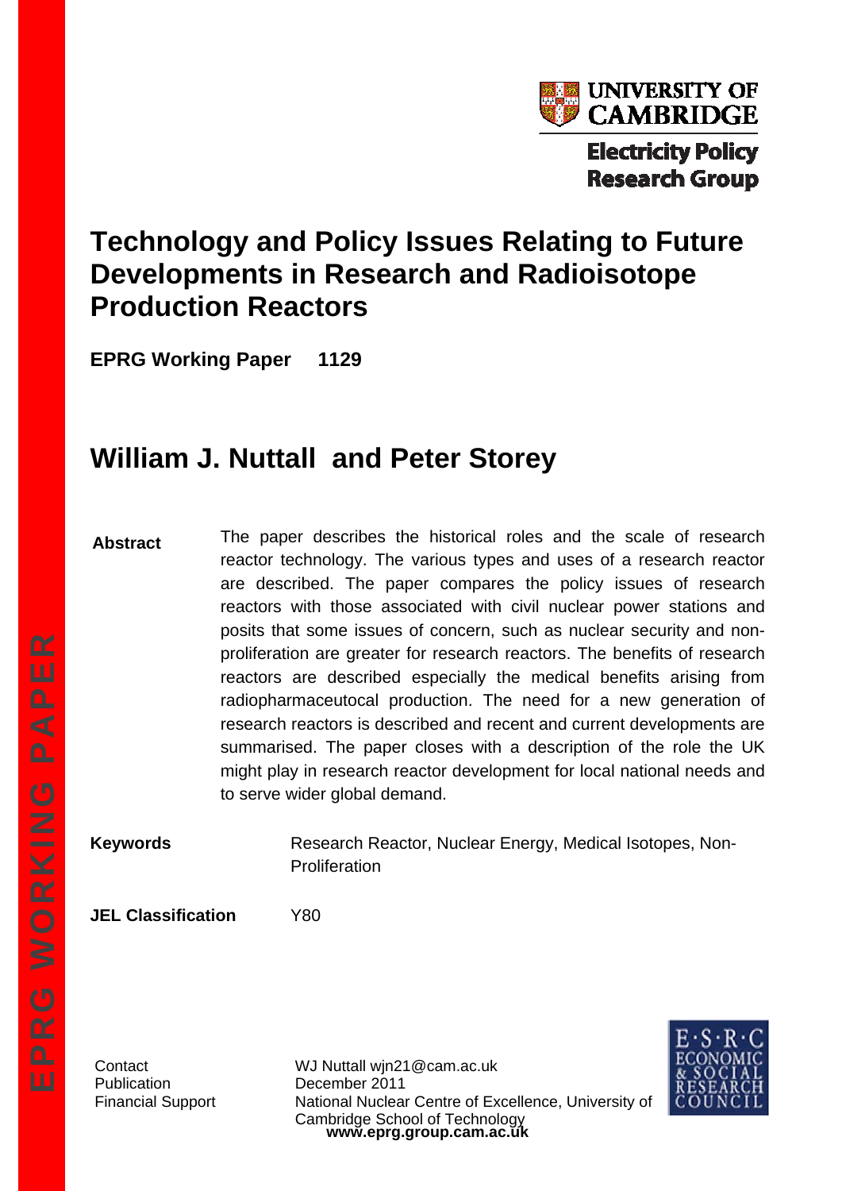University of Cambridge

Electricity Policy Research Group

# Technology and Policy Issues Relating to Future Developments in Research and Radioisotope Production Reactors

**EPRG Working Paper 1129**

## William J. Nuttall and Peter Storey

**Abstract**

The paper describes the historical roles and the scale of research reactor technology. The various types and uses of a research reactor are described. The paper compares the policy issues of research reactors with those associated with civil nuclear power stations and posits that some issues of concern, such as nuclear security and non-proliferation are greater for research reactors. The benefits of research reactors are described especially the medical benefits arising from radiopharmaceutocal production. The need for a new generation of research reactors is described and recent and current developments are summarised. The paper closes with a description of the role the UK might play in research reactor development for local national needs and to serve wider global demand.

**Keywords** Research Reactor, Nuclear Energy, Medical Isotopes, Non-Proliferation

**JEL Classification** Y80

Contact: WJ Nuttall wjn21@cam.ac.uk

Publication: December 2011

Financial Support: National Nuclear Centre of Excellence, University of Cambridge School of Technology

**www.eprg.group.cam.ac.uk**

E·S·R·C ECONOMIC & SOCIAL RESEARCH COUNCIL

EPRG WORKING PAPER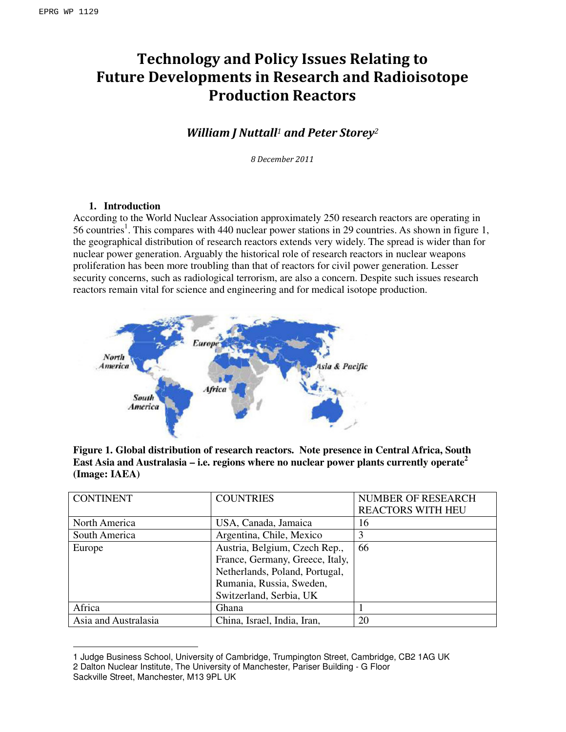EPRG WP 1129

# Technology and Policy Issues Relating to Future Developments in Research and Radioisotope Production Reactors

***William J Nuttall[1] and Peter Storey[2]***

*8 December 2011*

## 1. Introduction

According to the World Nuclear Association approximately 250 research reactors are operating in 56 countries[1]. This compares with 440 nuclear power stations in 29 countries. As shown in figure 1, the geographical distribution of research reactors extends very widely. The spread is wider than for nuclear power generation. Arguably the historical role of research reactors in nuclear weapons proliferation has been more troubling than that of reactors for civil power generation. Lesser security concerns, such as radiological terrorism, are also a concern. Despite such issues research reactors remain vital for science and engineering and for medical isotope production.

**Figure 1. Global distribution of research reactors. Note presence in Central Africa, South East Asia and Australasia – i.e. regions where no nuclear power plants currently operate[2] (Image: IAEA)**

| CONTINENT | COUNTRIES | NUMBER OF RESEARCH REACTORS WITH HEU |
|---|---|---|
| North America | USA, Canada, Jamaica | 16 |
| South America | Argentina, Chile, Mexico | 3 |
| Europe | Austria, Belgium, Czech Rep., France, Germany, Greece, Italy, Netherlands, Poland, Portugal, Rumania, Russia, Sweden, Switzerland, Serbia, UK | 66 |
| Africa | Ghana | 1 |
| Asia and Australasia | China, Israel, India, Iran, | 20 |

---

1 Judge Business School, University of Cambridge, Trumpington Street, Cambridge, CB2 1AG UK
2 Dalton Nuclear Institute, The University of Manchester, Pariser Building - G Floor Sackville Street, Manchester, M13 9PL UK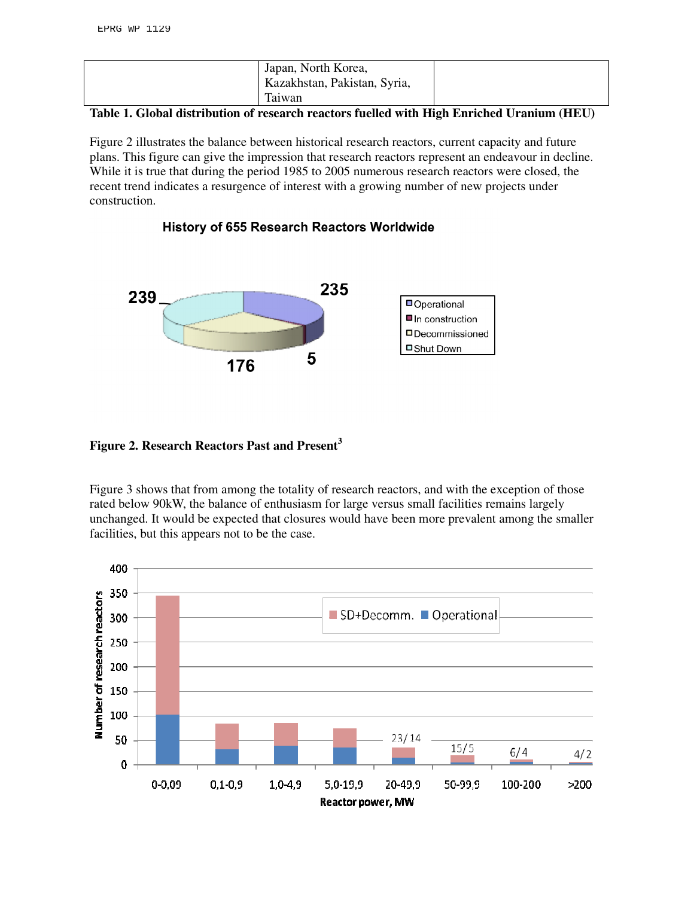| | Japan, North Korea, Kazakhstan, Pakistan, Syria, Taiwan | |
|---|---|---|

**Table 1. Global distribution of research reactors fuelled with High Enriched Uranium (HEU)**

Figure 2 illustrates the balance between historical research reactors, current capacity and future plans. This figure can give the impression that research reactors represent an endeavour in decline. While it is true that during the period 1985 to 2005 numerous research reactors were closed, the recent trend indicates a resurgence of interest with a growing number of new projects under construction.

**Figure 2. Research Reactors Past and Present**[3]

Figure 3 shows that from among the totality of research reactors, and with the exception of those rated below 90kW, the balance of enthusiasm for large versus small facilities remains largely unchanged. It would be expected that closures would have been more prevalent among the smaller facilities, but this appears not to be the case.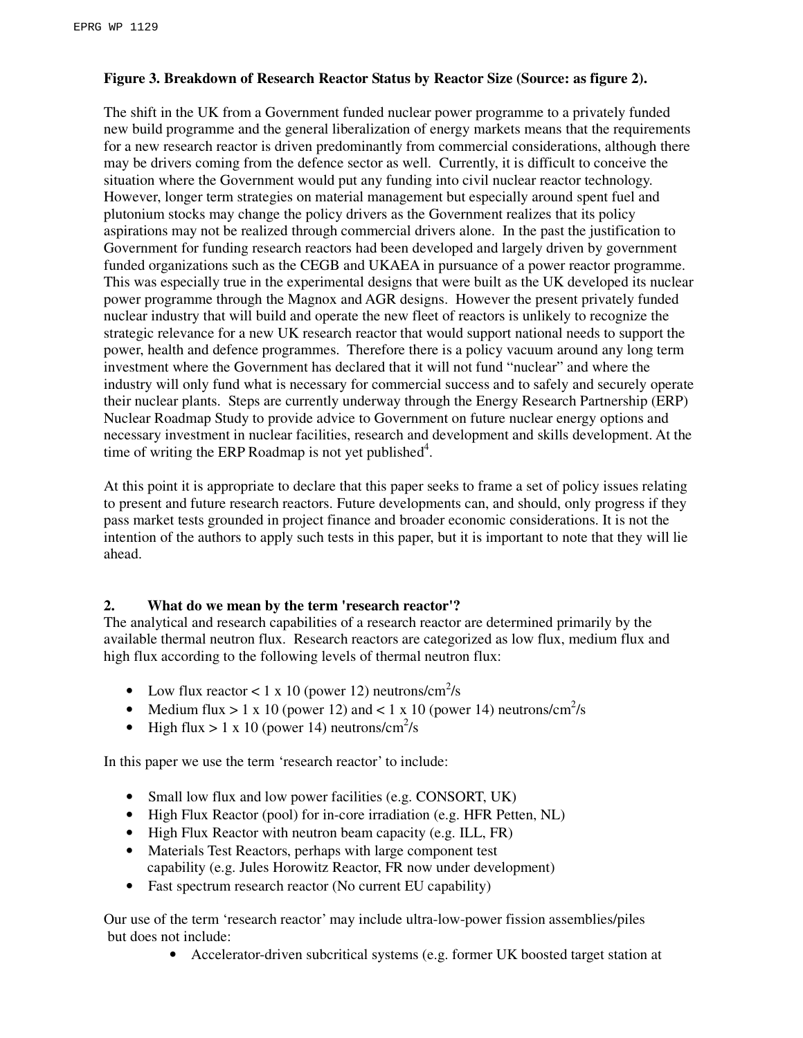**Figure 3. Breakdown of Research Reactor Status by Reactor Size (Source: as figure 2).**

The shift in the UK from a Government funded nuclear power programme to a privately funded new build programme and the general liberalization of energy markets means that the requirements for a new research reactor is driven predominantly from commercial considerations, although there may be drivers coming from the defence sector as well. Currently, it is difficult to conceive the situation where the Government would put any funding into civil nuclear reactor technology. However, longer term strategies on material management but especially around spent fuel and plutonium stocks may change the policy drivers as the Government realizes that its policy aspirations may not be realized through commercial drivers alone. In the past the justification to Government for funding research reactors had been developed and largely driven by government funded organizations such as the CEGB and UKAEA in pursuance of a power reactor programme. This was especially true in the experimental designs that were built as the UK developed its nuclear power programme through the Magnox and AGR designs. However the present privately funded nuclear industry that will build and operate the new fleet of reactors is unlikely to recognize the strategic relevance for a new UK research reactor that would support national needs to support the power, health and defence programmes. Therefore there is a policy vacuum around any long term investment where the Government has declared that it will not fund "nuclear" and where the industry will only fund what is necessary for commercial success and to safely and securely operate their nuclear plants. Steps are currently underway through the Energy Research Partnership (ERP) Nuclear Roadmap Study to provide advice to Government on future nuclear energy options and necessary investment in nuclear facilities, research and development and skills development. At the time of writing the ERP Roadmap is not yet published[4].

At this point it is appropriate to declare that this paper seeks to frame a set of policy issues relating to present and future research reactors. Future developments can, and should, only progress if they pass market tests grounded in project finance and broader economic considerations. It is not the intention of the authors to apply such tests in this paper, but it is important to note that they will lie ahead.

## 2. What do we mean by the term 'research reactor'?

The analytical and research capabilities of a research reactor are determined primarily by the available thermal neutron flux. Research reactors are categorized as low flux, medium flux and high flux according to the following levels of thermal neutron flux:

- Low flux reactor < 1 x 10 (power 12) neutrons/cm$^2$/s
- Medium flux > 1 x 10 (power 12) and < 1 x 10 (power 14) neutrons/cm$^2$/s
- High flux > 1 x 10 (power 14) neutrons/cm$^2$/s

In this paper we use the term 'research reactor' to include:

- Small low flux and low power facilities (e.g. CONSORT, UK)
- High Flux Reactor (pool) for in-core irradiation (e.g. HFR Petten, NL)
- High Flux Reactor with neutron beam capacity (e.g. ILL, FR)
- Materials Test Reactors, perhaps with large component test capability (e.g. Jules Horowitz Reactor, FR now under development)
- Fast spectrum research reactor (No current EU capability)

Our use of the term 'research reactor' may include ultra-low-power fission assemblies/piles but does not include:

- Accelerator-driven subcritical systems (e.g. former UK boosted target station at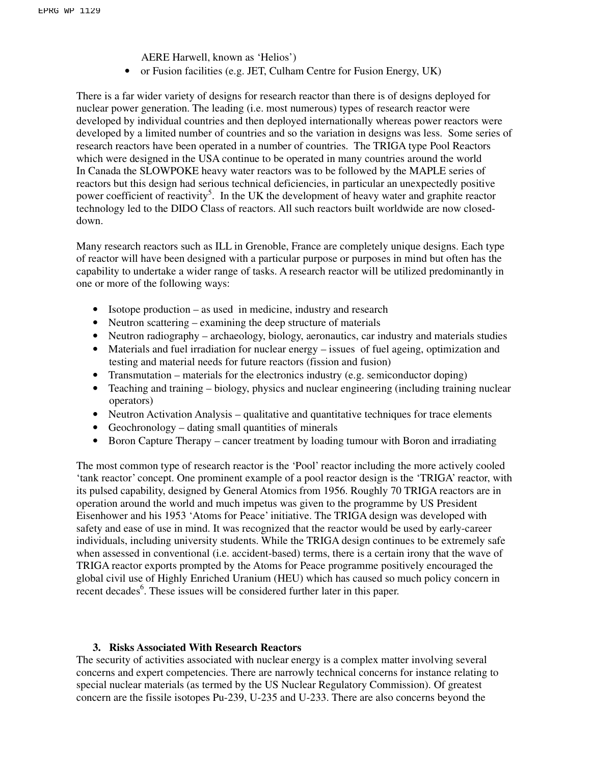AERE Harwell, known as 'Helios')

- or Fusion facilities (e.g. JET, Culham Centre for Fusion Energy, UK)

There is a far wider variety of designs for research reactor than there is of designs deployed for nuclear power generation. The leading (i.e. most numerous) types of research reactor were developed by individual countries and then deployed internationally whereas power reactors were developed by a limited number of countries and so the variation in designs was less. Some series of research reactors have been operated in a number of countries. The TRIGA type Pool Reactors which were designed in the USA continue to be operated in many countries around the world In Canada the SLOWPOKE heavy water reactors was to be followed by the MAPLE series of reactors but this design had serious technical deficiencies, in particular an unexpectedly positive power coefficient of reactivity[5]. In the UK the development of heavy water and graphite reactor technology led to the DIDO Class of reactors. All such reactors built worldwide are now closed-down.

Many research reactors such as ILL in Grenoble, France are completely unique designs. Each type of reactor will have been designed with a particular purpose or purposes in mind but often has the capability to undertake a wider range of tasks. A research reactor will be utilized predominantly in one or more of the following ways:

- Isotope production – as used in medicine, industry and research
- Neutron scattering – examining the deep structure of materials
- Neutron radiography – archaeology, biology, aeronautics, car industry and materials studies
- Materials and fuel irradiation for nuclear energy – issues of fuel ageing, optimization and testing and material needs for future reactors (fission and fusion)
- Transmutation – materials for the electronics industry (e.g. semiconductor doping)
- Teaching and training – biology, physics and nuclear engineering (including training nuclear operators)
- Neutron Activation Analysis – qualitative and quantitative techniques for trace elements
- Geochronology – dating small quantities of minerals
- Boron Capture Therapy – cancer treatment by loading tumour with Boron and irradiating

The most common type of research reactor is the 'Pool' reactor including the more actively cooled 'tank reactor' concept. One prominent example of a pool reactor design is the 'TRIGA' reactor, with its pulsed capability, designed by General Atomics from 1956. Roughly 70 TRIGA reactors are in operation around the world and much impetus was given to the programme by US President Eisenhower and his 1953 'Atoms for Peace' initiative. The TRIGA design was developed with safety and ease of use in mind. It was recognized that the reactor would be used by early-career individuals, including university students. While the TRIGA design continues to be extremely safe when assessed in conventional (i.e. accident-based) terms, there is a certain irony that the wave of TRIGA reactor exports prompted by the Atoms for Peace programme positively encouraged the global civil use of Highly Enriched Uranium (HEU) which has caused so much policy concern in recent decades[6]. These issues will be considered further later in this paper.

## 3. Risks Associated With Research Reactors

The security of activities associated with nuclear energy is a complex matter involving several concerns and expert competencies. There are narrowly technical concerns for instance relating to special nuclear materials (as termed by the US Nuclear Regulatory Commission). Of greatest concern are the fissile isotopes Pu-239, U-235 and U-233. There are also concerns beyond the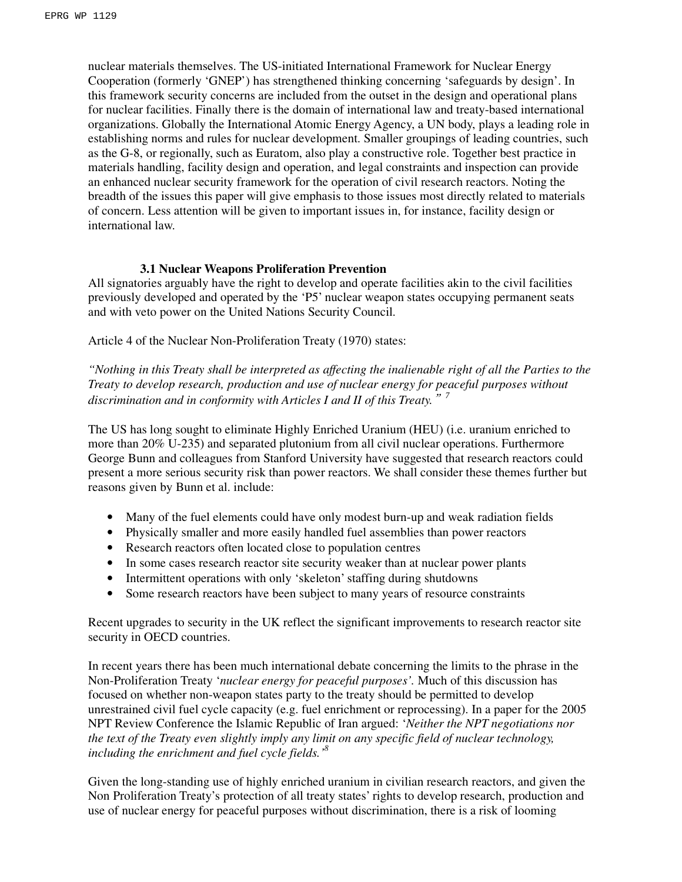nuclear materials themselves. The US-initiated International Framework for Nuclear Energy Cooperation (formerly 'GNEP') has strengthened thinking concerning 'safeguards by design'. In this framework security concerns are included from the outset in the design and operational plans for nuclear facilities. Finally there is the domain of international law and treaty-based international organizations. Globally the International Atomic Energy Agency, a UN body, plays a leading role in establishing norms and rules for nuclear development. Smaller groupings of leading countries, such as the G-8, or regionally, such as Euratom, also play a constructive role. Together best practice in materials handling, facility design and operation, and legal constraints and inspection can provide an enhanced nuclear security framework for the operation of civil research reactors. Noting the breadth of the issues this paper will give emphasis to those issues most directly related to materials of concern. Less attention will be given to important issues in, for instance, facility design or international law.

### 3.1 Nuclear Weapons Proliferation Prevention

All signatories arguably have the right to develop and operate facilities akin to the civil facilities previously developed and operated by the 'P5' nuclear weapon states occupying permanent seats and with veto power on the United Nations Security Council.

Article 4 of the Nuclear Non-Proliferation Treaty (1970) states:

*"Nothing in this Treaty shall be interpreted as affecting the inalienable right of all the Parties to the Treaty to develop research, production and use of nuclear energy for peaceful purposes without discrimination and in conformity with Articles I and II of this Treaty."* [7]

The US has long sought to eliminate Highly Enriched Uranium (HEU) (i.e. uranium enriched to more than 20% U-235) and separated plutonium from all civil nuclear operations. Furthermore George Bunn and colleagues from Stanford University have suggested that research reactors could present a more serious security risk than power reactors. We shall consider these themes further but reasons given by Bunn et al. include:

- Many of the fuel elements could have only modest burn-up and weak radiation fields
- Physically smaller and more easily handled fuel assemblies than power reactors
- Research reactors often located close to population centres
- In some cases research reactor site security weaker than at nuclear power plants
- Intermittent operations with only 'skeleton' staffing during shutdowns
- Some research reactors have been subject to many years of resource constraints

Recent upgrades to security in the UK reflect the significant improvements to research reactor site security in OECD countries.

In recent years there has been much international debate concerning the limits to the phrase in the Non-Proliferation Treaty '*nuclear energy for peaceful purposes'*. Much of this discussion has focused on whether non-weapon states party to the treaty should be permitted to develop unrestrained civil fuel cycle capacity (e.g. fuel enrichment or reprocessing). In a paper for the 2005 NPT Review Conference the Islamic Republic of Iran argued: '*Neither the NPT negotiations nor the text of the Treaty even slightly imply any limit on any specific field of nuclear technology, including the enrichment and fuel cycle fields.'*[8]

Given the long-standing use of highly enriched uranium in civilian research reactors, and given the Non Proliferation Treaty's protection of all treaty states' rights to develop research, production and use of nuclear energy for peaceful purposes without discrimination, there is a risk of looming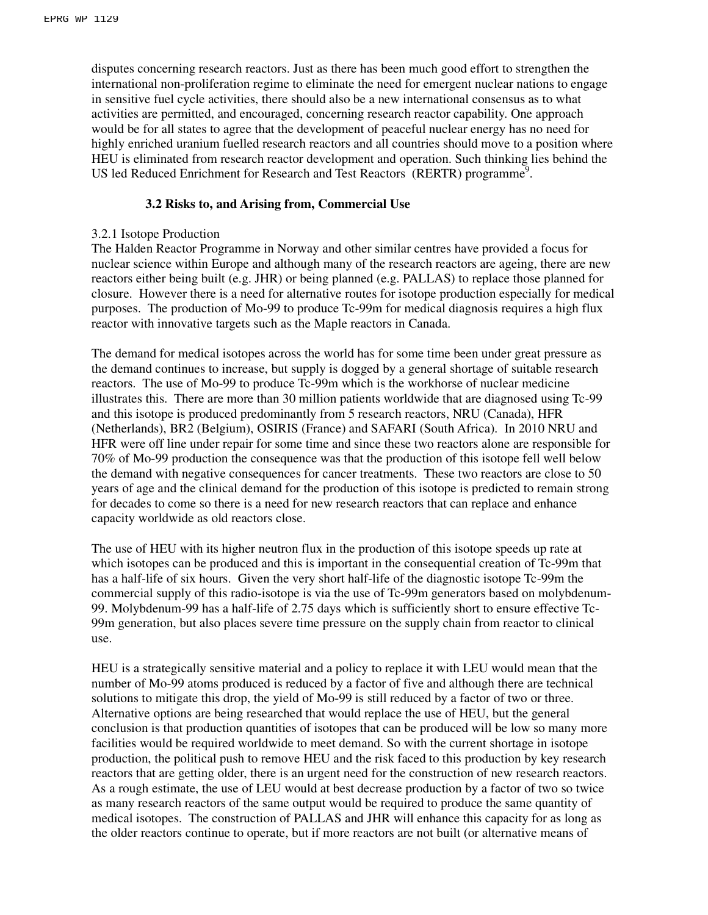disputes concerning research reactors. Just as there has been much good effort to strengthen the international non-proliferation regime to eliminate the need for emergent nuclear nations to engage in sensitive fuel cycle activities, there should also be a new international consensus as to what activities are permitted, and encouraged, concerning research reactor capability. One approach would be for all states to agree that the development of peaceful nuclear energy has no need for highly enriched uranium fuelled research reactors and all countries should move to a position where HEU is eliminated from research reactor development and operation. Such thinking lies behind the US led Reduced Enrichment for Research and Test Reactors (RERTR) programme[9].

### 3.2 Risks to, and Arising from, Commercial Use

3.2.1 Isotope Production

The Halden Reactor Programme in Norway and other similar centres have provided a focus for nuclear science within Europe and although many of the research reactors are ageing, there are new reactors either being built (e.g. JHR) or being planned (e.g. PALLAS) to replace those planned for closure. However there is a need for alternative routes for isotope production especially for medical purposes. The production of Mo-99 to produce Tc-99m for medical diagnosis requires a high flux reactor with innovative targets such as the Maple reactors in Canada.

The demand for medical isotopes across the world has for some time been under great pressure as the demand continues to increase, but supply is dogged by a general shortage of suitable research reactors. The use of Mo-99 to produce Tc-99m which is the workhorse of nuclear medicine illustrates this. There are more than 30 million patients worldwide that are diagnosed using Tc-99 and this isotope is produced predominantly from 5 research reactors, NRU (Canada), HFR (Netherlands), BR2 (Belgium), OSIRIS (France) and SAFARI (South Africa). In 2010 NRU and HFR were off line under repair for some time and since these two reactors alone are responsible for 70% of Mo-99 production the consequence was that the production of this isotope fell well below the demand with negative consequences for cancer treatments. These two reactors are close to 50 years of age and the clinical demand for the production of this isotope is predicted to remain strong for decades to come so there is a need for new research reactors that can replace and enhance capacity worldwide as old reactors close.

The use of HEU with its higher neutron flux in the production of this isotope speeds up rate at which isotopes can be produced and this is important in the consequential creation of Tc-99m that has a half-life of six hours. Given the very short half-life of the diagnostic isotope Tc-99m the commercial supply of this radio-isotope is via the use of Tc-99m generators based on molybdenum-99. Molybdenum-99 has a half-life of 2.75 days which is sufficiently short to ensure effective Tc-99m generation, but also places severe time pressure on the supply chain from reactor to clinical use.

HEU is a strategically sensitive material and a policy to replace it with LEU would mean that the number of Mo-99 atoms produced is reduced by a factor of five and although there are technical solutions to mitigate this drop, the yield of Mo-99 is still reduced by a factor of two or three. Alternative options are being researched that would replace the use of HEU, but the general conclusion is that production quantities of isotopes that can be produced will be low so many more facilities would be required worldwide to meet demand. So with the current shortage in isotope production, the political push to remove HEU and the risk faced to this production by key research reactors that are getting older, there is an urgent need for the construction of new research reactors. As a rough estimate, the use of LEU would at best decrease production by a factor of two so twice as many research reactors of the same output would be required to produce the same quantity of medical isotopes. The construction of PALLAS and JHR will enhance this capacity for as long as the older reactors continue to operate, but if more reactors are not built (or alternative means of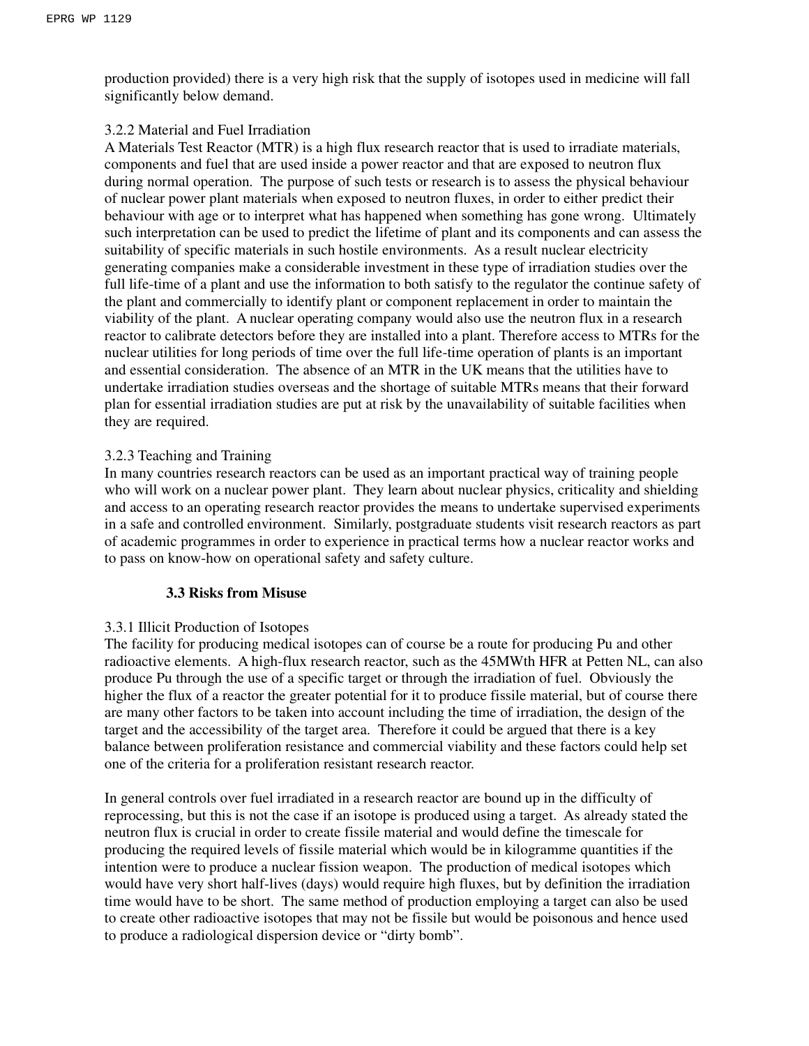production provided) there is a very high risk that the supply of isotopes used in medicine will fall significantly below demand.

3.2.2 Material and Fuel Irradiation

A Materials Test Reactor (MTR) is a high flux research reactor that is used to irradiate materials, components and fuel that are used inside a power reactor and that are exposed to neutron flux during normal operation. The purpose of such tests or research is to assess the physical behaviour of nuclear power plant materials when exposed to neutron fluxes, in order to either predict their behaviour with age or to interpret what has happened when something has gone wrong. Ultimately such interpretation can be used to predict the lifetime of plant and its components and can assess the suitability of specific materials in such hostile environments. As a result nuclear electricity generating companies make a considerable investment in these type of irradiation studies over the full life-time of a plant and use the information to both satisfy to the regulator the continue safety of the plant and commercially to identify plant or component replacement in order to maintain the viability of the plant. A nuclear operating company would also use the neutron flux in a research reactor to calibrate detectors before they are installed into a plant. Therefore access to MTRs for the nuclear utilities for long periods of time over the full life-time operation of plants is an important and essential consideration. The absence of an MTR in the UK means that the utilities have to undertake irradiation studies overseas and the shortage of suitable MTRs means that their forward plan for essential irradiation studies are put at risk by the unavailability of suitable facilities when they are required.

3.2.3 Teaching and Training

In many countries research reactors can be used as an important practical way of training people who will work on a nuclear power plant. They learn about nuclear physics, criticality and shielding and access to an operating research reactor provides the means to undertake supervised experiments in a safe and controlled environment. Similarly, postgraduate students visit research reactors as part of academic programmes in order to experience in practical terms how a nuclear reactor works and to pass on know-how on operational safety and safety culture.

### 3.3 Risks from Misuse

3.3.1 Illicit Production of Isotopes

The facility for producing medical isotopes can of course be a route for producing Pu and other radioactive elements. A high-flux research reactor, such as the 45MWth HFR at Petten NL, can also produce Pu through the use of a specific target or through the irradiation of fuel. Obviously the higher the flux of a reactor the greater potential for it to produce fissile material, but of course there are many other factors to be taken into account including the time of irradiation, the design of the target and the accessibility of the target area. Therefore it could be argued that there is a key balance between proliferation resistance and commercial viability and these factors could help set one of the criteria for a proliferation resistant research reactor.

In general controls over fuel irradiated in a research reactor are bound up in the difficulty of reprocessing, but this is not the case if an isotope is produced using a target. As already stated the neutron flux is crucial in order to create fissile material and would define the timescale for producing the required levels of fissile material which would be in kilogramme quantities if the intention were to produce a nuclear fission weapon. The production of medical isotopes which would have very short half-lives (days) would require high fluxes, but by definition the irradiation time would have to be short. The same method of production employing a target can also be used to create other radioactive isotopes that may not be fissile but would be poisonous and hence used to produce a radiological dispersion device or "dirty bomb".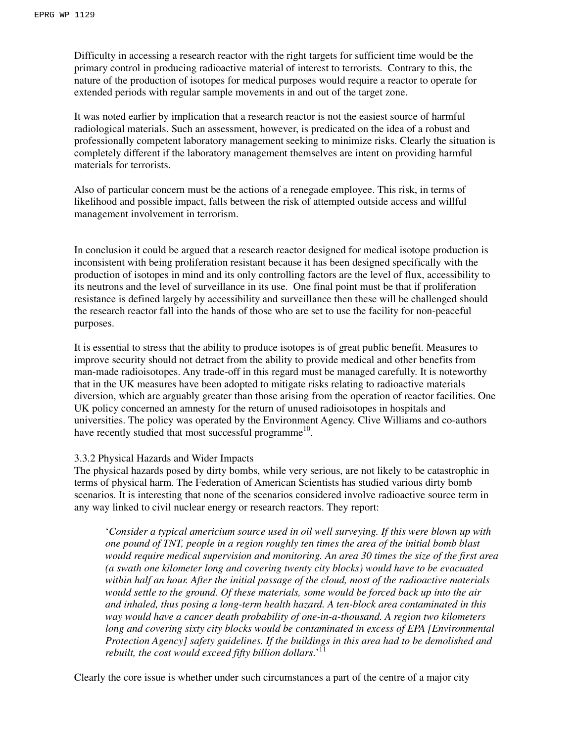Difficulty in accessing a research reactor with the right targets for sufficient time would be the primary control in producing radioactive material of interest to terrorists. Contrary to this, the nature of the production of isotopes for medical purposes would require a reactor to operate for extended periods with regular sample movements in and out of the target zone.

It was noted earlier by implication that a research reactor is not the easiest source of harmful radiological materials. Such an assessment, however, is predicated on the idea of a robust and professionally competent laboratory management seeking to minimize risks. Clearly the situation is completely different if the laboratory management themselves are intent on providing harmful materials for terrorists.

Also of particular concern must be the actions of a renegade employee. This risk, in terms of likelihood and possible impact, falls between the risk of attempted outside access and willful management involvement in terrorism.

In conclusion it could be argued that a research reactor designed for medical isotope production is inconsistent with being proliferation resistant because it has been designed specifically with the production of isotopes in mind and its only controlling factors are the level of flux, accessibility to its neutrons and the level of surveillance in its use. One final point must be that if proliferation resistance is defined largely by accessibility and surveillance then these will be challenged should the research reactor fall into the hands of those who are set to use the facility for non-peaceful purposes.

It is essential to stress that the ability to produce isotopes is of great public benefit. Measures to improve security should not detract from the ability to provide medical and other benefits from man-made radioisotopes. Any trade-off in this regard must be managed carefully. It is noteworthy that in the UK measures have been adopted to mitigate risks relating to radioactive materials diversion, which are arguably greater than those arising from the operation of reactor facilities. One UK policy concerned an amnesty for the return of unused radioisotopes in hospitals and universities. The policy was operated by the Environment Agency. Clive Williams and co-authors have recently studied that most successful programme[10].

### 3.3.2 Physical Hazards and Wider Impacts

The physical hazards posed by dirty bombs, while very serious, are not likely to be catastrophic in terms of physical harm. The Federation of American Scientists has studied various dirty bomb scenarios. It is interesting that none of the scenarios considered involve radioactive source term in any way linked to civil nuclear energy or research reactors. They report:

> '*Consider a typical americium source used in oil well surveying. If this were blown up with one pound of TNT, people in a region roughly ten times the area of the initial bomb blast would require medical supervision and monitoring. An area 30 times the size of the first area (a swath one kilometer long and covering twenty city blocks) would have to be evacuated within half an hour. After the initial passage of the cloud, most of the radioactive materials would settle to the ground. Of these materials, some would be forced back up into the air and inhaled, thus posing a long-term health hazard. A ten-block area contaminated in this way would have a cancer death probability of one-in-a-thousand. A region two kilometers long and covering sixty city blocks would be contaminated in excess of EPA [Environmental Protection Agency] safety guidelines. If the buildings in this area had to be demolished and rebuilt, the cost would exceed fifty billion dollars*.'[11]

Clearly the core issue is whether under such circumstances a part of the centre of a major city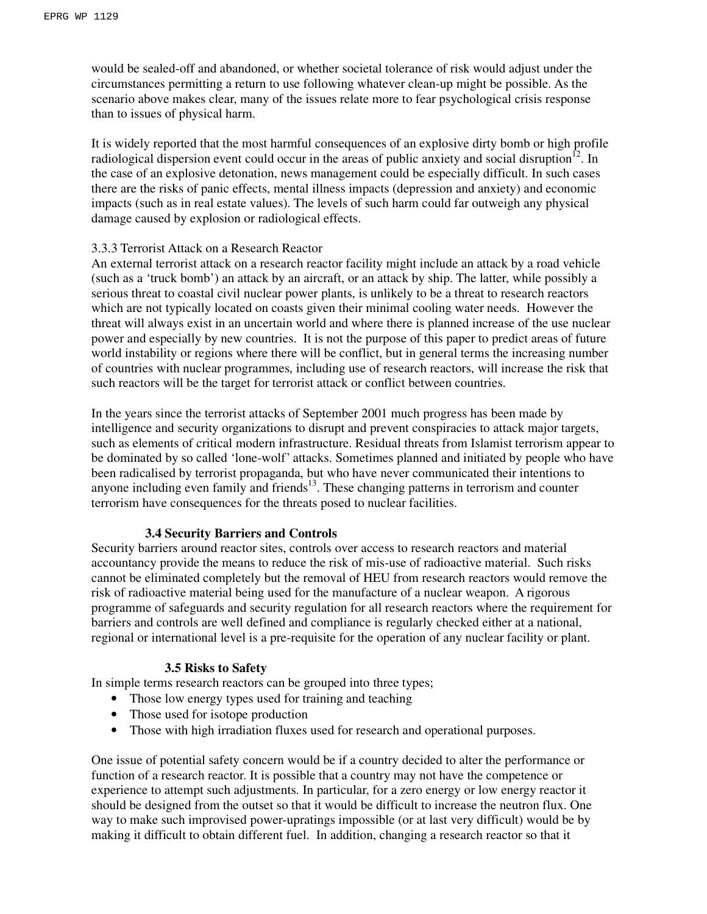would be sealed-off and abandoned, or whether societal tolerance of risk would adjust under the circumstances permitting a return to use following whatever clean-up might be possible. As the scenario above makes clear, many of the issues relate more to fear psychological crisis response than to issues of physical harm.

It is widely reported that the most harmful consequences of an explosive dirty bomb or high profile radiological dispersion event could occur in the areas of public anxiety and social disruption[12]. In the case of an explosive detonation, news management could be especially difficult. In such cases there are the risks of panic effects, mental illness impacts (depression and anxiety) and economic impacts (such as in real estate values). The levels of such harm could far outweigh any physical damage caused by explosion or radiological effects.

### 3.3.3 Terrorist Attack on a Research Reactor

An external terrorist attack on a research reactor facility might include an attack by a road vehicle (such as a 'truck bomb') an attack by an aircraft, or an attack by ship. The latter, while possibly a serious threat to coastal civil nuclear power plants, is unlikely to be a threat to research reactors which are not typically located on coasts given their minimal cooling water needs. However the threat will always exist in an uncertain world and where there is planned increase of the use nuclear power and especially by new countries. It is not the purpose of this paper to predict areas of future world instability or regions where there will be conflict, but in general terms the increasing number of countries with nuclear programmes, including use of research reactors, will increase the risk that such reactors will be the target for terrorist attack or conflict between countries.

In the years since the terrorist attacks of September 2001 much progress has been made by intelligence and security organizations to disrupt and prevent conspiracies to attack major targets, such as elements of critical modern infrastructure. Residual threats from Islamist terrorism appear to be dominated by so called 'lone-wolf' attacks. Sometimes planned and initiated by people who have been radicalised by terrorist propaganda, but who have never communicated their intentions to anyone including even family and friends[13]. These changing patterns in terrorism and counter terrorism have consequences for the threats posed to nuclear facilities.

## 3.4 Security Barriers and Controls

Security barriers around reactor sites, controls over access to research reactors and material accountancy provide the means to reduce the risk of mis-use of radioactive material. Such risks cannot be eliminated completely but the removal of HEU from research reactors would remove the risk of radioactive material being used for the manufacture of a nuclear weapon. A rigorous programme of safeguards and security regulation for all research reactors where the requirement for barriers and controls are well defined and compliance is regularly checked either at a national, regional or international level is a pre-requisite for the operation of any nuclear facility or plant.

## 3.5 Risks to Safety

In simple terms research reactors can be grouped into three types;

- Those low energy types used for training and teaching
- Those used for isotope production
- Those with high irradiation fluxes used for research and operational purposes.

One issue of potential safety concern would be if a country decided to alter the performance or function of a research reactor. It is possible that a country may not have the competence or experience to attempt such adjustments. In particular, for a zero energy or low energy reactor it should be designed from the outset so that it would be difficult to increase the neutron flux. One way to make such improvised power-upratings impossible (or at last very difficult) would be by making it difficult to obtain different fuel. In addition, changing a research reactor so that it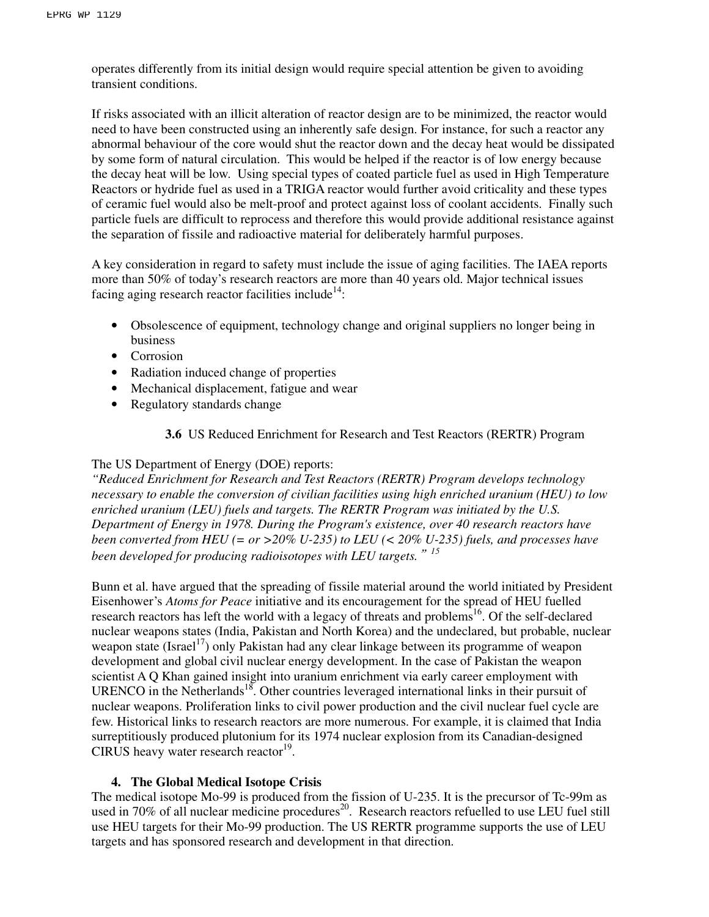operates differently from its initial design would require special attention be given to avoiding transient conditions.

If risks associated with an illicit alteration of reactor design are to be minimized, the reactor would need to have been constructed using an inherently safe design. For instance, for such a reactor any abnormal behaviour of the core would shut the reactor down and the decay heat would be dissipated by some form of natural circulation. This would be helped if the reactor is of low energy because the decay heat will be low. Using special types of coated particle fuel as used in High Temperature Reactors or hydride fuel as used in a TRIGA reactor would further avoid criticality and these types of ceramic fuel would also be melt-proof and protect against loss of coolant accidents. Finally such particle fuels are difficult to reprocess and therefore this would provide additional resistance against the separation of fissile and radioactive material for deliberately harmful purposes.

A key consideration in regard to safety must include the issue of aging facilities. The IAEA reports more than 50% of today's research reactors are more than 40 years old. Major technical issues facing aging research reactor facilities include[14]:

- Obsolescence of equipment, technology change and original suppliers no longer being in business
- Corrosion
- Radiation induced change of properties
- Mechanical displacement, fatigue and wear
- Regulatory standards change

### 3.6 US Reduced Enrichment for Research and Test Reactors (RERTR) Program

The US Department of Energy (DOE) reports:
*"Reduced Enrichment for Research and Test Reactors (RERTR) Program develops technology necessary to enable the conversion of civilian facilities using high enriched uranium (HEU) to low enriched uranium (LEU) fuels and targets. The RERTR Program was initiated by the U.S. Department of Energy in 1978. During the Program's existence, over 40 research reactors have been converted from HEU (= or >20% U-235) to LEU (< 20% U-235) fuels, and processes have been developed for producing radioisotopes with LEU targets."* [15]

Bunn et al. have argued that the spreading of fissile material around the world initiated by President Eisenhower's *Atoms for Peace* initiative and its encouragement for the spread of HEU fuelled research reactors has left the world with a legacy of threats and problems[16]. Of the self-declared nuclear weapons states (India, Pakistan and North Korea) and the undeclared, but probable, nuclear weapon state (Israel[17]) only Pakistan had any clear linkage between its programme of weapon development and global civil nuclear energy development. In the case of Pakistan the weapon scientist A Q Khan gained insight into uranium enrichment via early career employment with URENCO in the Netherlands[18]. Other countries leveraged international links in their pursuit of nuclear weapons. Proliferation links to civil power production and the civil nuclear fuel cycle are few. Historical links to research reactors are more numerous. For example, it is claimed that India surreptitiously produced plutonium for its 1974 nuclear explosion from its Canadian-designed CIRUS heavy water research reactor[19].

## 4. The Global Medical Isotope Crisis

The medical isotope Mo-99 is produced from the fission of U-235. It is the precursor of Tc-99m as used in 70% of all nuclear medicine procedures[20]. Research reactors refuelled to use LEU fuel still use HEU targets for their Mo-99 production. The US RERTR programme supports the use of LEU targets and has sponsored research and development in that direction.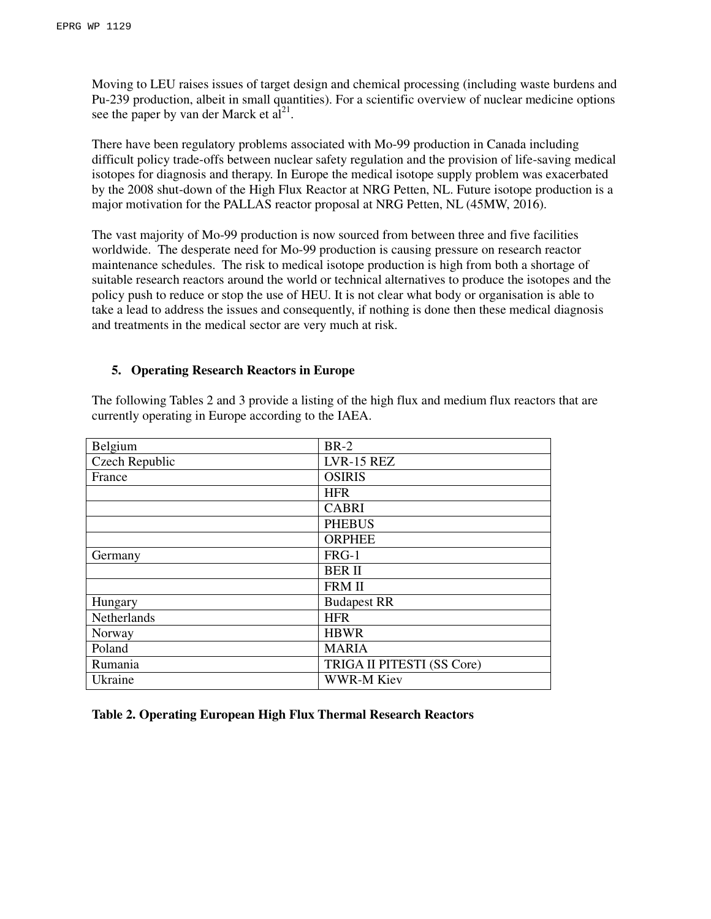Moving to LEU raises issues of target design and chemical processing (including waste burdens and Pu-239 production, albeit in small quantities). For a scientific overview of nuclear medicine options see the paper by van der Marck et al[21].

There have been regulatory problems associated with Mo-99 production in Canada including difficult policy trade-offs between nuclear safety regulation and the provision of life-saving medical isotopes for diagnosis and therapy. In Europe the medical isotope supply problem was exacerbated by the 2008 shut-down of the High Flux Reactor at NRG Petten, NL. Future isotope production is a major motivation for the PALLAS reactor proposal at NRG Petten, NL (45MW, 2016).

The vast majority of Mo-99 production is now sourced from between three and five facilities worldwide. The desperate need for Mo-99 production is causing pressure on research reactor maintenance schedules. The risk to medical isotope production is high from both a shortage of suitable research reactors around the world or technical alternatives to produce the isotopes and the policy push to reduce or stop the use of HEU. It is not clear what body or organisation is able to take a lead to address the issues and consequently, if nothing is done then these medical diagnosis and treatments in the medical sector are very much at risk.

## 5. Operating Research Reactors in Europe

The following Tables 2 and 3 provide a listing of the high flux and medium flux reactors that are currently operating in Europe according to the IAEA.

| Country | Reactor |
|---|---|
| Belgium | BR-2 |
| Czech Republic | LVR-15 REZ |
| France | OSIRIS |
| | HFR |
| | CABRI |
| | PHEBUS |
| | ORPHEE |
| Germany | FRG-1 |
| | BER II |
| | FRM II |
| Hungary | Budapest RR |
| Netherlands | HFR |
| Norway | HBWR |
| Poland | MARIA |
| Rumania | TRIGA II PITESTI (SS Core) |
| Ukraine | WWR-M Kiev |

**Table 2. Operating European High Flux Thermal Research Reactors**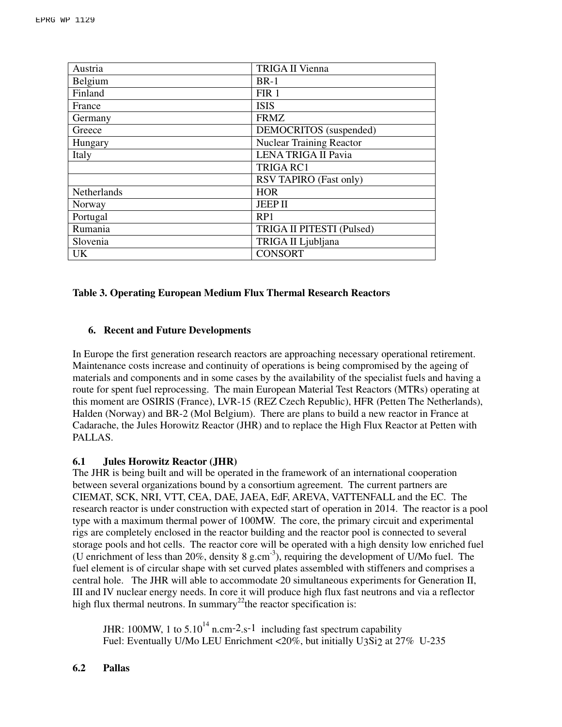| Austria | TRIGA II Vienna |
| --- | --- |
| Belgium | BR-1 |
| Finland | FIR 1 |
| France | ISIS |
| Germany | FRMZ |
| Greece | DEMOCRITOS (suspended) |
| Hungary | Nuclear Training Reactor |
| Italy | LENA TRIGA II Pavia |
| | TRIGA RC1 |
| | RSV TAPIRO (Fast only) |
| Netherlands | HOR |
| Norway | JEEP II |
| Portugal | RP1 |
| Rumania | TRIGA II PITESTI (Pulsed) |
| Slovenia | TRIGA II Ljubljana |
| UK | CONSORT |

**Table 3. Operating European Medium Flux Thermal Research Reactors**

## 6. Recent and Future Developments

In Europe the first generation research reactors are approaching necessary operational retirement. Maintenance costs increase and continuity of operations is being compromised by the ageing of materials and components and in some cases by the availability of the specialist fuels and having a route for spent fuel reprocessing. The main European Material Test Reactors (MTRs) operating at this moment are OSIRIS (France), LVR-15 (REZ Czech Republic), HFR (Petten The Netherlands), Halden (Norway) and BR-2 (Mol Belgium). There are plans to build a new reactor in France at Cadarache, the Jules Horowitz Reactor (JHR) and to replace the High Flux Reactor at Petten with PALLAS.

### 6.1 Jules Horowitz Reactor (JHR)

The JHR is being built and will be operated in the framework of an international cooperation between several organizations bound by a consortium agreement. The current partners are CIEMAT, SCK, NRI, VTT, CEA, DAE, JAEA, EdF, AREVA, VATTENFALL and the EC. The research reactor is under construction with expected start of operation in 2014. The reactor is a pool type with a maximum thermal power of 100MW. The core, the primary circuit and experimental rigs are completely enclosed in the reactor building and the reactor pool is connected to several storage pools and hot cells. The reactor core will be operated with a high density low enriched fuel (U enrichment of less than 20%, density 8 $g.cm^{-3}$), requiring the development of U/Mo fuel. The fuel element is of circular shape with set curved plates assembled with stiffeners and comprises a central hole. The JHR will able to accommodate 20 simultaneous experiments for Generation II, III and IV nuclear energy needs. In core it will produce high flux fast neutrons and via a reflector high flux thermal neutrons. In summary[22]the reactor specification is:

> JHR: 100MW, 1 to $5.10^{14}$ $n.cm^{-2}.s^{-1}$ including fast spectrum capability
> Fuel: Eventually U/Mo LEU Enrichment <20%, but initially $U_3Si_2$ at 27% U-235

### 6.2 Pallas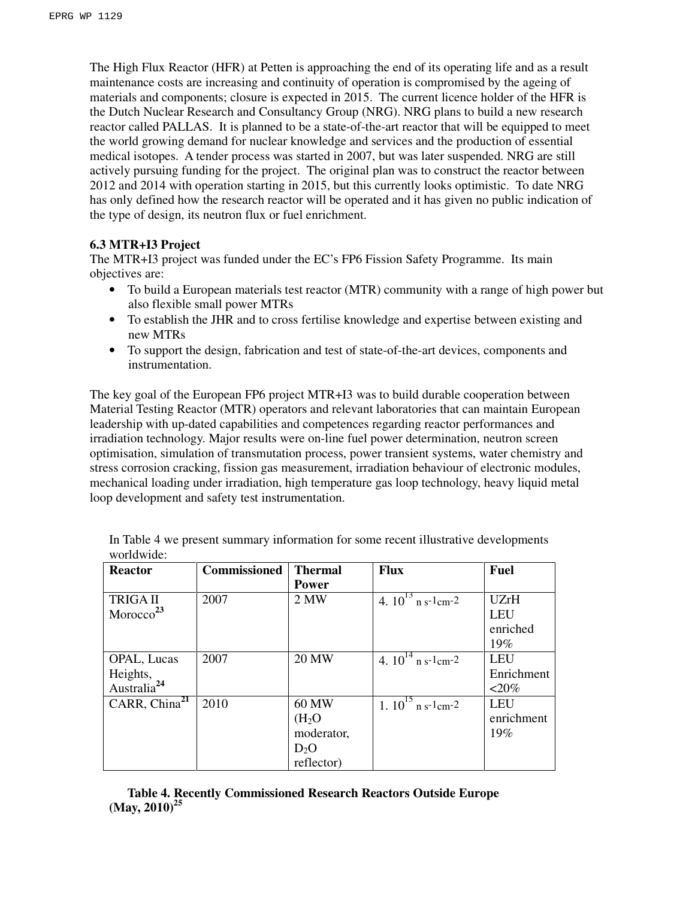The High Flux Reactor (HFR) at Petten is approaching the end of its operating life and as a result maintenance costs are increasing and continuity of operation is compromised by the ageing of materials and components; closure is expected in 2015. The current licence holder of the HFR is the Dutch Nuclear Research and Consultancy Group (NRG). NRG plans to build a new research reactor called PALLAS. It is planned to be a state-of-the-art reactor that will be equipped to meet the world growing demand for nuclear knowledge and services and the production of essential medical isotopes. A tender process was started in 2007, but was later suspended. NRG are still actively pursuing funding for the project. The original plan was to construct the reactor between 2012 and 2014 with operation starting in 2015, but this currently looks optimistic. To date NRG has only defined how the research reactor will be operated and it has given no public indication of the type of design, its neutron flux or fuel enrichment.

### 6.3 MTR+I3 Project

The MTR+I3 project was funded under the EC's FP6 Fission Safety Programme. Its main objectives are:

- To build a European materials test reactor (MTR) community with a range of high power but also flexible small power MTRs
- To establish the JHR and to cross fertilise knowledge and expertise between existing and new MTRs
- To support the design, fabrication and test of state-of-the-art devices, components and instrumentation.

The key goal of the European FP6 project MTR+I3 was to build durable cooperation between Material Testing Reactor (MTR) operators and relevant laboratories that can maintain European leadership with up-dated capabilities and competences regarding reactor performances and irradiation technology. Major results were on-line fuel power determination, neutron screen optimisation, simulation of transmutation process, power transient systems, water chemistry and stress corrosion cracking, fission gas measurement, irradiation behaviour of electronic modules, mechanical loading under irradiation, high temperature gas loop technology, heavy liquid metal loop development and safety test instrumentation.

In Table 4 we present summary information for some recent illustrative developments worldwide:

| Reactor | Commissioned | Thermal Power | Flux | Fuel |
|---|---|---|---|---|
| TRIGA II Morocco[23] | 2007 | 2 MW | $4. 10^{13}$ n s-1cm-2 | UZrH LEU enriched 19% |
| OPAL, Lucas Heights, Australia[24] | 2007 | 20 MW | $4. 10^{14}$ n s-1cm-2 | LEU Enrichment <20% |
| CARR, China[21] | 2010 | 60 MW ($H_2O$ moderator, $D_2O$ reflector) | $1. 10^{15}$ n s-1cm-2 | LEU enrichment 19% |

**Table 4. Recently Commissioned Research Reactors Outside Europe (May, 2010)[25]**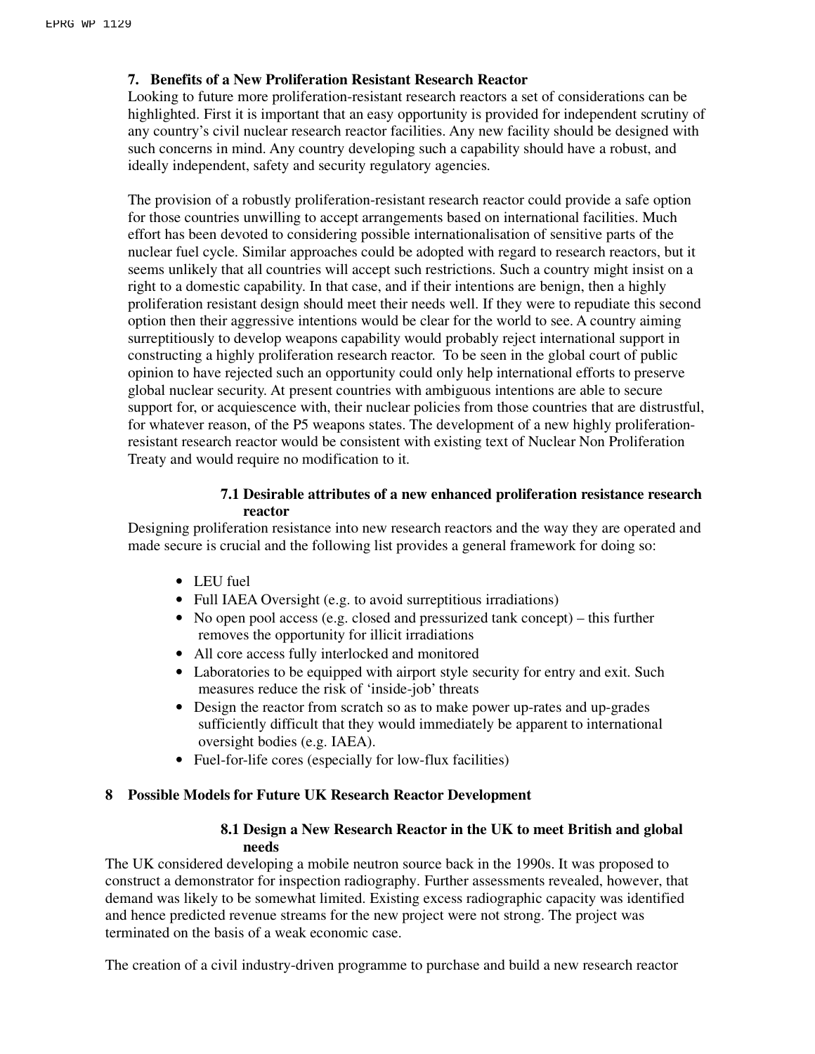## 7. Benefits of a New Proliferation Resistant Research Reactor

Looking to future more proliferation-resistant research reactors a set of considerations can be highlighted. First it is important that an easy opportunity is provided for independent scrutiny of any country's civil nuclear research reactor facilities. Any new facility should be designed with such concerns in mind. Any country developing such a capability should have a robust, and ideally independent, safety and security regulatory agencies.

The provision of a robustly proliferation-resistant research reactor could provide a safe option for those countries unwilling to accept arrangements based on international facilities. Much effort has been devoted to considering possible internationalisation of sensitive parts of the nuclear fuel cycle. Similar approaches could be adopted with regard to research reactors, but it seems unlikely that all countries will accept such restrictions. Such a country might insist on a right to a domestic capability. In that case, and if their intentions are benign, then a highly proliferation resistant design should meet their needs well. If they were to repudiate this second option then their aggressive intentions would be clear for the world to see. A country aiming surreptitiously to develop weapons capability would probably reject international support in constructing a highly proliferation research reactor. To be seen in the global court of public opinion to have rejected such an opportunity could only help international efforts to preserve global nuclear security. At present countries with ambiguous intentions are able to secure support for, or acquiescence with, their nuclear policies from those countries that are distrustful, for whatever reason, of the P5 weapons states. The development of a new highly proliferation-resistant research reactor would be consistent with existing text of Nuclear Non Proliferation Treaty and would require no modification to it.

### 7.1 Desirable attributes of a new enhanced proliferation resistance research reactor

Designing proliferation resistance into new research reactors and the way they are operated and made secure is crucial and the following list provides a general framework for doing so:

- LEU fuel
- Full IAEA Oversight (e.g. to avoid surreptitious irradiations)
- No open pool access (e.g. closed and pressurized tank concept) – this further removes the opportunity for illicit irradiations
- All core access fully interlocked and monitored
- Laboratories to be equipped with airport style security for entry and exit. Such measures reduce the risk of 'inside-job' threats
- Design the reactor from scratch so as to make power up-rates and up-grades sufficiently difficult that they would immediately be apparent to international oversight bodies (e.g. IAEA).
- Fuel-for-life cores (especially for low-flux facilities)

## 8 Possible Models for Future UK Research Reactor Development

### 8.1 Design a New Research Reactor in the UK to meet British and global needs

The UK considered developing a mobile neutron source back in the 1990s. It was proposed to construct a demonstrator for inspection radiography. Further assessments revealed, however, that demand was likely to be somewhat limited. Existing excess radiographic capacity was identified and hence predicted revenue streams for the new project were not strong. The project was terminated on the basis of a weak economic case.

The creation of a civil industry-driven programme to purchase and build a new research reactor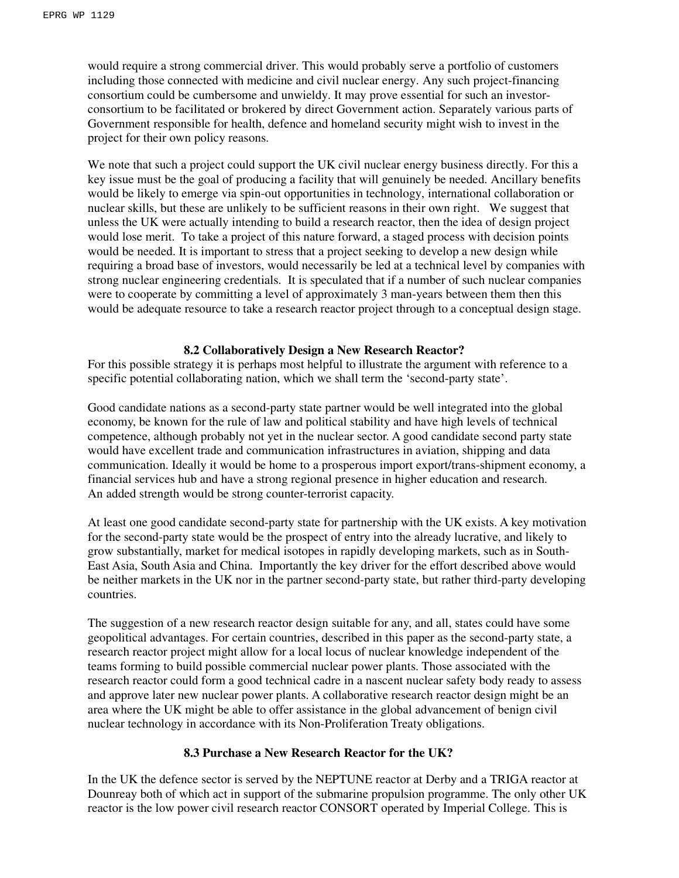would require a strong commercial driver. This would probably serve a portfolio of customers including those connected with medicine and civil nuclear energy. Any such project-financing consortium could be cumbersome and unwieldy. It may prove essential for such an investor-consortium to be facilitated or brokered by direct Government action. Separately various parts of Government responsible for health, defence and homeland security might wish to invest in the project for their own policy reasons.

We note that such a project could support the UK civil nuclear energy business directly. For this a key issue must be the goal of producing a facility that will genuinely be needed. Ancillary benefits would be likely to emerge via spin-out opportunities in technology, international collaboration or nuclear skills, but these are unlikely to be sufficient reasons in their own right. We suggest that unless the UK were actually intending to build a research reactor, then the idea of design project would lose merit. To take a project of this nature forward, a staged process with decision points would be needed. It is important to stress that a project seeking to develop a new design while requiring a broad base of investors, would necessarily be led at a technical level by companies with strong nuclear engineering credentials. It is speculated that if a number of such nuclear companies were to cooperate by committing a level of approximately 3 man-years between them then this would be adequate resource to take a research reactor project through to a conceptual design stage.

### 8.2 Collaboratively Design a New Research Reactor?

For this possible strategy it is perhaps most helpful to illustrate the argument with reference to a specific potential collaborating nation, which we shall term the 'second-party state'.

Good candidate nations as a second-party state partner would be well integrated into the global economy, be known for the rule of law and political stability and have high levels of technical competence, although probably not yet in the nuclear sector. A good candidate second party state would have excellent trade and communication infrastructures in aviation, shipping and data communication. Ideally it would be home to a prosperous import export/trans-shipment economy, a financial services hub and have a strong regional presence in higher education and research. An added strength would be strong counter-terrorist capacity.

At least one good candidate second-party state for partnership with the UK exists. A key motivation for the second-party state would be the prospect of entry into the already lucrative, and likely to grow substantially, market for medical isotopes in rapidly developing markets, such as in South-East Asia, South Asia and China. Importantly the key driver for the effort described above would be neither markets in the UK nor in the partner second-party state, but rather third-party developing countries.

The suggestion of a new research reactor design suitable for any, and all, states could have some geopolitical advantages. For certain countries, described in this paper as the second-party state, a research reactor project might allow for a local locus of nuclear knowledge independent of the teams forming to build possible commercial nuclear power plants. Those associated with the research reactor could form a good technical cadre in a nascent nuclear safety body ready to assess and approve later new nuclear power plants. A collaborative research reactor design might be an area where the UK might be able to offer assistance in the global advancement of benign civil nuclear technology in accordance with its Non-Proliferation Treaty obligations.

### 8.3 Purchase a New Research Reactor for the UK?

In the UK the defence sector is served by the NEPTUNE reactor at Derby and a TRIGA reactor at Dounreay both of which act in support of the submarine propulsion programme. The only other UK reactor is the low power civil research reactor CONSORT operated by Imperial College. This is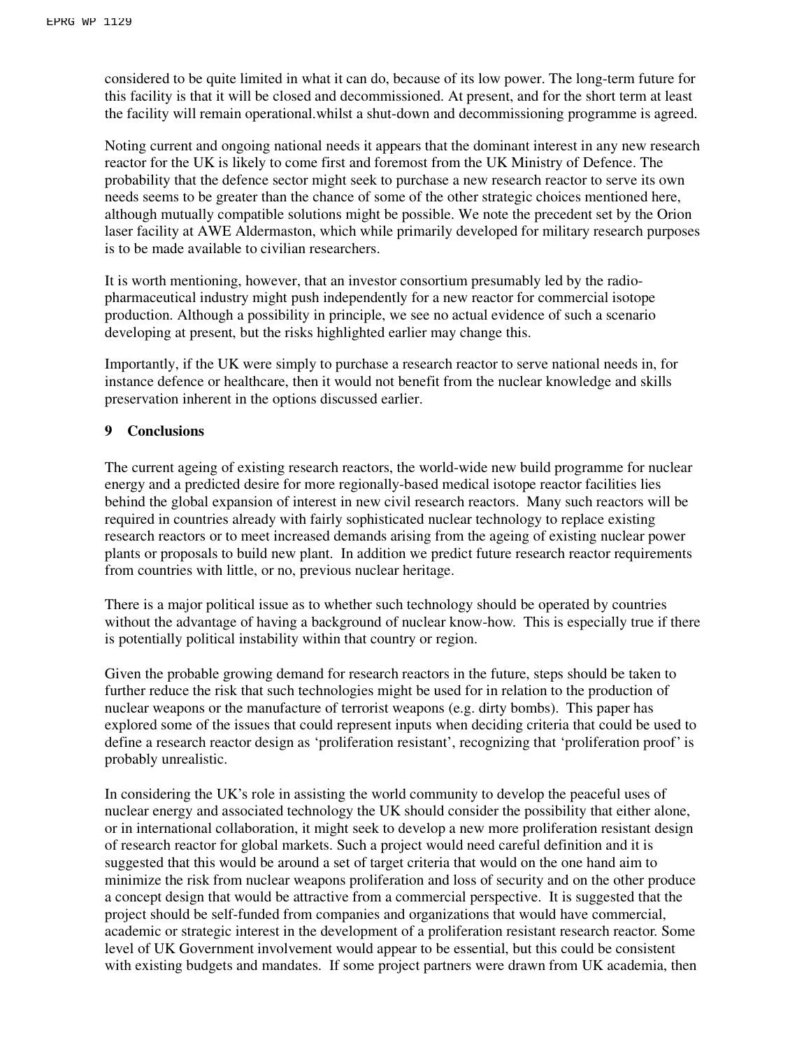considered to be quite limited in what it can do, because of its low power. The long-term future for this facility is that it will be closed and decommissioned. At present, and for the short term at least the facility will remain operational.whilst a shut-down and decommissioning programme is agreed.

Noting current and ongoing national needs it appears that the dominant interest in any new research reactor for the UK is likely to come first and foremost from the UK Ministry of Defence. The probability that the defence sector might seek to purchase a new research reactor to serve its own needs seems to be greater than the chance of some of the other strategic choices mentioned here, although mutually compatible solutions might be possible. We note the precedent set by the Orion laser facility at AWE Aldermaston, which while primarily developed for military research purposes is to be made available to civilian researchers.

It is worth mentioning, however, that an investor consortium presumably led by the radio-pharmaceutical industry might push independently for a new reactor for commercial isotope production. Although a possibility in principle, we see no actual evidence of such a scenario developing at present, but the risks highlighted earlier may change this.

Importantly, if the UK were simply to purchase a research reactor to serve national needs in, for instance defence or healthcare, then it would not benefit from the nuclear knowledge and skills preservation inherent in the options discussed earlier.

## 9 Conclusions

The current ageing of existing research reactors, the world-wide new build programme for nuclear energy and a predicted desire for more regionally-based medical isotope reactor facilities lies behind the global expansion of interest in new civil research reactors. Many such reactors will be required in countries already with fairly sophisticated nuclear technology to replace existing research reactors or to meet increased demands arising from the ageing of existing nuclear power plants or proposals to build new plant. In addition we predict future research reactor requirements from countries with little, or no, previous nuclear heritage.

There is a major political issue as to whether such technology should be operated by countries without the advantage of having a background of nuclear know-how. This is especially true if there is potentially political instability within that country or region.

Given the probable growing demand for research reactors in the future, steps should be taken to further reduce the risk that such technologies might be used for in relation to the production of nuclear weapons or the manufacture of terrorist weapons (e.g. dirty bombs). This paper has explored some of the issues that could represent inputs when deciding criteria that could be used to define a research reactor design as 'proliferation resistant', recognizing that 'proliferation proof' is probably unrealistic.

In considering the UK's role in assisting the world community to develop the peaceful uses of nuclear energy and associated technology the UK should consider the possibility that either alone, or in international collaboration, it might seek to develop a new more proliferation resistant design of research reactor for global markets. Such a project would need careful definition and it is suggested that this would be around a set of target criteria that would on the one hand aim to minimize the risk from nuclear weapons proliferation and loss of security and on the other produce a concept design that would be attractive from a commercial perspective. It is suggested that the project should be self-funded from companies and organizations that would have commercial, academic or strategic interest in the development of a proliferation resistant research reactor. Some level of UK Government involvement would appear to be essential, but this could be consistent with existing budgets and mandates. If some project partners were drawn from UK academia, then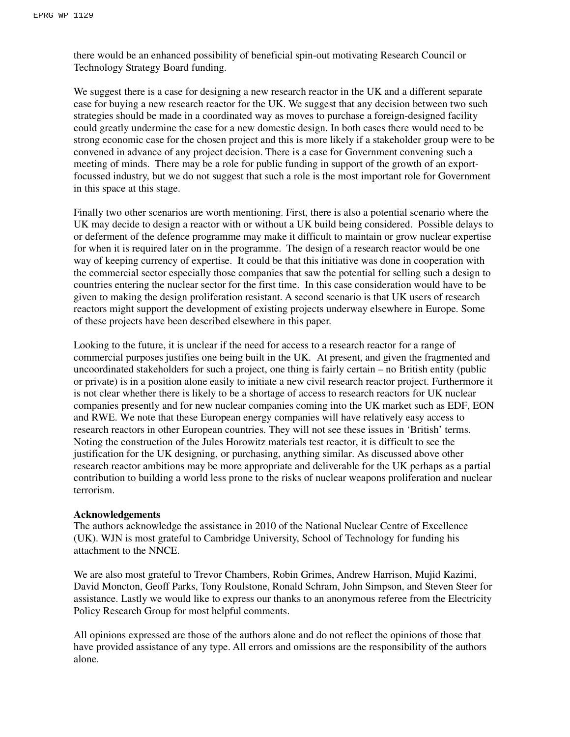there would be an enhanced possibility of beneficial spin-out motivating Research Council or Technology Strategy Board funding.

We suggest there is a case for designing a new research reactor in the UK and a different separate case for buying a new research reactor for the UK. We suggest that any decision between two such strategies should be made in a coordinated way as moves to purchase a foreign-designed facility could greatly undermine the case for a new domestic design. In both cases there would need to be strong economic case for the chosen project and this is more likely if a stakeholder group were to be convened in advance of any project decision. There is a case for Government convening such a meeting of minds. There may be a role for public funding in support of the growth of an export-focussed industry, but we do not suggest that such a role is the most important role for Government in this space at this stage.

Finally two other scenarios are worth mentioning. First, there is also a potential scenario where the UK may decide to design a reactor with or without a UK build being considered. Possible delays to or deferment of the defence programme may make it difficult to maintain or grow nuclear expertise for when it is required later on in the programme. The design of a research reactor would be one way of keeping currency of expertise. It could be that this initiative was done in cooperation with the commercial sector especially those companies that saw the potential for selling such a design to countries entering the nuclear sector for the first time. In this case consideration would have to be given to making the design proliferation resistant. A second scenario is that UK users of research reactors might support the development of existing projects underway elsewhere in Europe. Some of these projects have been described elsewhere in this paper.

Looking to the future, it is unclear if the need for access to a research reactor for a range of commercial purposes justifies one being built in the UK. At present, and given the fragmented and uncoordinated stakeholders for such a project, one thing is fairly certain – no British entity (public or private) is in a position alone easily to initiate a new civil research reactor project. Furthermore it is not clear whether there is likely to be a shortage of access to research reactors for UK nuclear companies presently and for new nuclear companies coming into the UK market such as EDF, EON and RWE. We note that these European energy companies will have relatively easy access to research reactors in other European countries. They will not see these issues in 'British' terms. Noting the construction of the Jules Horowitz materials test reactor, it is difficult to see the justification for the UK designing, or purchasing, anything similar. As discussed above other research reactor ambitions may be more appropriate and deliverable for the UK perhaps as a partial contribution to building a world less prone to the risks of nuclear weapons proliferation and nuclear terrorism.

**Acknowledgements**

The authors acknowledge the assistance in 2010 of the National Nuclear Centre of Excellence (UK). WJN is most grateful to Cambridge University, School of Technology for funding his attachment to the NNCE.

We are also most grateful to Trevor Chambers, Robin Grimes, Andrew Harrison, Mujid Kazimi, David Moncton, Geoff Parks, Tony Roulstone, Ronald Schram, John Simpson, and Steven Steer for assistance. Lastly we would like to express our thanks to an anonymous referee from the Electricity Policy Research Group for most helpful comments.

All opinions expressed are those of the authors alone and do not reflect the opinions of those that have provided assistance of any type. All errors and omissions are the responsibility of the authors alone.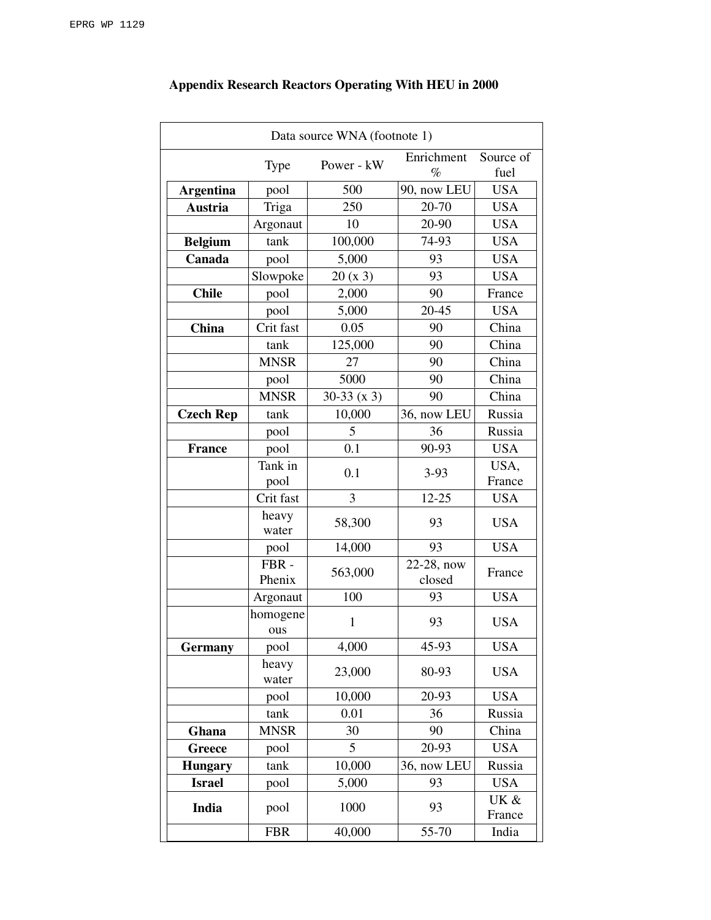## Appendix Research Reactors Operating With HEU in 2000

Data source WNA (footnote 1)

| | Type | Power - kW | Enrichment % | Source of fuel |
|---|---|---|---|---|
| **Argentina** | pool | 500 | 90, now LEU | USA |
| **Austria** | Triga | 250 | 20-70 | USA |
| | Argonaut | 10 | 20-90 | USA |
| **Belgium** | tank | 100,000 | 74-93 | USA |
| **Canada** | pool | 5,000 | 93 | USA |
| | Slowpoke | 20 (x 3) | 93 | USA |
| **Chile** | pool | 2,000 | 90 | France |
| | pool | 5,000 | 20-45 | USA |
| **China** | Crit fast | 0.05 | 90 | China |
| | tank | 125,000 | 90 | China |
| | MNSR | 27 | 90 | China |
| | pool | 5000 | 90 | China |
| | MNSR | 30-33 (x 3) | 90 | China |
| **Czech Rep** | tank | 10,000 | 36, now LEU | Russia |
| | pool | 5 | 36 | Russia |
| **France** | pool | 0.1 | 90-93 | USA |
| | Tank in pool | 0.1 | 3-93 | USA, France |
| | Crit fast | 3 | 12-25 | USA |
| | heavy water | 58,300 | 93 | USA |
| | pool | 14,000 | 93 | USA |
| | FBR - Phenix | 563,000 | 22-28, now closed | France |
| | Argonaut | 100 | 93 | USA |
| | homogeneous | 1 | 93 | USA |
| **Germany** | pool | 4,000 | 45-93 | USA |
| | heavy water | 23,000 | 80-93 | USA |
| | pool | 10,000 | 20-93 | USA |
| | tank | 0.01 | 36 | Russia |
| **Ghana** | MNSR | 30 | 90 | China |
| **Greece** | pool | 5 | 20-93 | USA |
| **Hungary** | tank | 10,000 | 36, now LEU | Russia |
| **Israel** | pool | 5,000 | 93 | USA |
| **India** | pool | 1000 | 93 | UK & France |
| | FBR | 40,000 | 55-70 | India |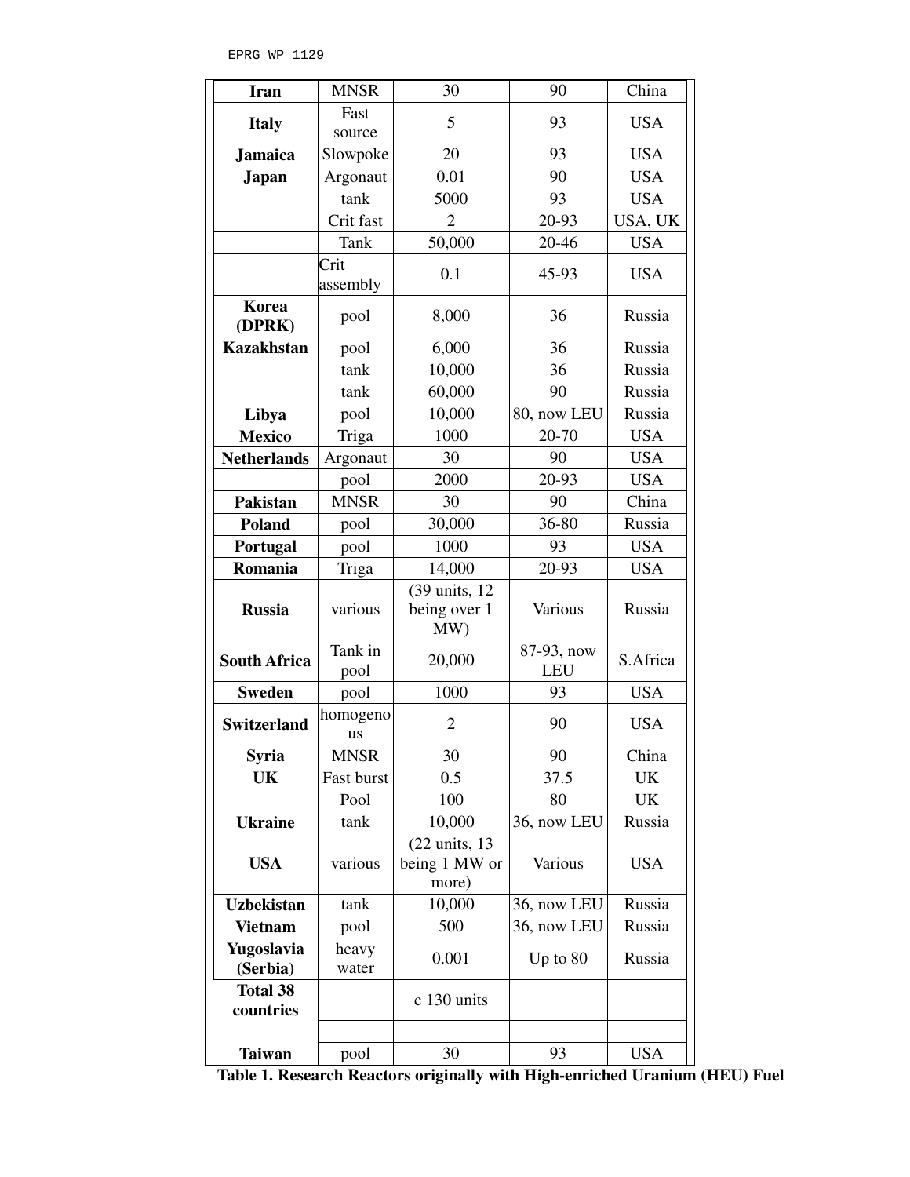| **Iran** | MNSR | 30 | 90 | China |
|---|---|---|---|---|
| **Italy** | Fast source | 5 | 93 | USA |
| **Jamaica** | Slowpoke | 20 | 93 | USA |
| **Japan** | Argonaut | 0.01 | 90 | USA |
| | tank | 5000 | 93 | USA |
| | Crit fast | 2 | 20-93 | USA, UK |
| | Tank | 50,000 | 20-46 | USA |
| | Crit assembly | 0.1 | 45-93 | USA |
| **Korea (DPRK)** | pool | 8,000 | 36 | Russia |
| **Kazakhstan** | pool | 6,000 | 36 | Russia |
| | tank | 10,000 | 36 | Russia |
| | tank | 60,000 | 90 | Russia |
| **Libya** | pool | 10,000 | 80, now LEU | Russia |
| **Mexico** | Triga | 1000 | 20-70 | USA |
| **Netherlands** | Argonaut | 30 | 90 | USA |
| | pool | 2000 | 20-93 | USA |
| **Pakistan** | MNSR | 30 | 90 | China |
| **Poland** | pool | 30,000 | 36-80 | Russia |
| **Portugal** | pool | 1000 | 93 | USA |
| **Romania** | Triga | 14,000 | 20-93 | USA |
| **Russia** | various | (39 units, 12 being over 1 MW) | Various | Russia |
| **South Africa** | Tank in pool | 20,000 | 87-93, now LEU | S.Africa |
| **Sweden** | pool | 1000 | 93 | USA |
| **Switzerland** | homogenous | 2 | 90 | USA |
| **Syria** | MNSR | 30 | 90 | China |
| **UK** | Fast burst | 0.5 | 37.5 | UK |
| | Pool | 100 | 80 | UK |
| **Ukraine** | tank | 10,000 | 36, now LEU | Russia |
| **USA** | various | (22 units, 13 being 1 MW or more) | Various | USA |
| **Uzbekistan** | tank | 10,000 | 36, now LEU | Russia |
| **Vietnam** | pool | 500 | 36, now LEU | Russia |
| **Yugoslavia (Serbia)** | heavy water | 0.001 | Up to 80 | Russia |
| **Total 38 countries** | | c 130 units | | |
| | | | | |
| **Taiwan** | pool | 30 | 93 | USA |

**Table 1. Research Reactors originally with High-enriched Uranium (HEU) Fuel**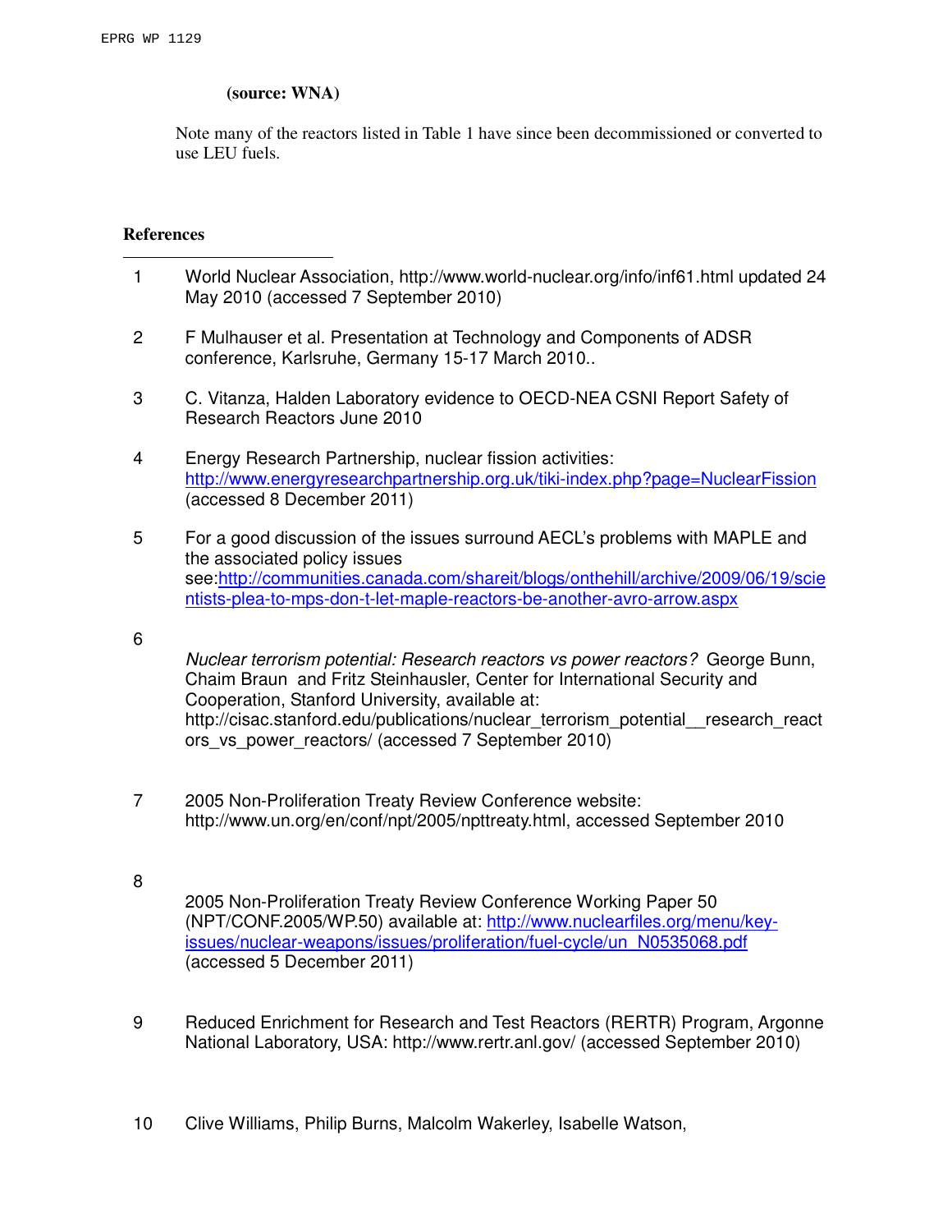**(source: WNA)**

Note many of the reactors listed in Table 1 have since been decommissioned or converted to use LEU fuels.

**References**

1. World Nuclear Association, http://www.world-nuclear.org/info/inf61.html updated 24 May 2010 (accessed 7 September 2010)

2. F Mulhauser et al. Presentation at Technology and Components of ADSR conference, Karlsruhe, Germany 15-17 March 2010..

3. C. Vitanza, Halden Laboratory evidence to OECD-NEA CSNI Report Safety of Research Reactors June 2010

4. Energy Research Partnership, nuclear fission activities: http://www.energyresearchpartnership.org.uk/tiki-index.php?page=NuclearFission (accessed 8 December 2011)

5. For a good discussion of the issues surround AECL's problems with MAPLE and the associated policy issues see:http://communities.canada.com/shareit/blogs/onthehill/archive/2009/06/19/scientists-plea-to-mps-don-t-let-maple-reactors-be-another-avro-arrow.aspx

6. *Nuclear terrorism potential: Research reactors vs power reactors?* George Bunn, Chaim Braun and Fritz Steinhausler, Center for International Security and Cooperation, Stanford University, available at: http://cisac.stanford.edu/publications/nuclear_terrorism_potential__research_reactors_vs_power_reactors/ (accessed 7 September 2010)

7. 2005 Non-Proliferation Treaty Review Conference website: http://www.un.org/en/conf/npt/2005/npttreaty.html, accessed September 2010

8. 2005 Non-Proliferation Treaty Review Conference Working Paper 50 (NPT/CONF.2005/WP.50) available at: http://www.nuclearfiles.org/menu/key-issues/nuclear-weapons/issues/proliferation/fuel-cycle/un_N0535068.pdf (accessed 5 December 2011)

9. Reduced Enrichment for Research and Test Reactors (RERTR) Program, Argonne National Laboratory, USA: http://www.rertr.anl.gov/ (accessed September 2010)

10. Clive Williams, Philip Burns, Malcolm Wakerley, Isabelle Watson,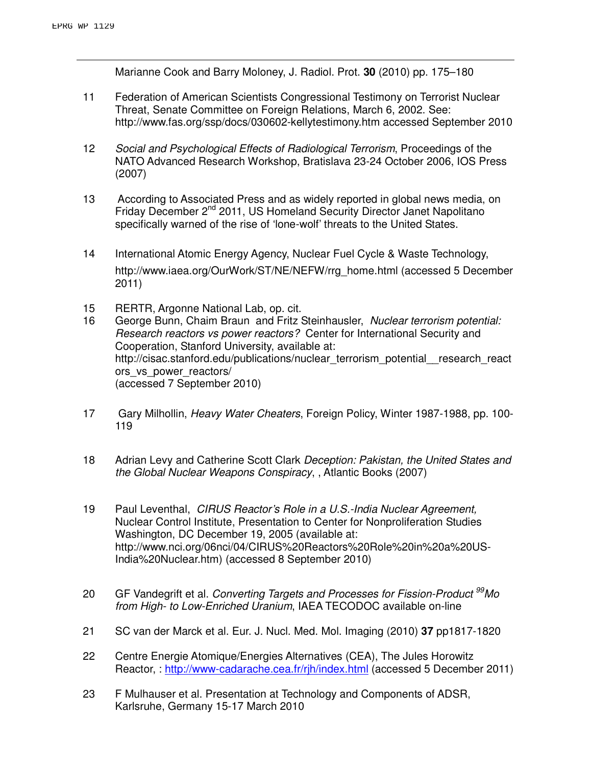Marianne Cook and Barry Moloney, J. Radiol. Prot. **30** (2010) pp. 175–180

11 Federation of American Scientists Congressional Testimony on Terrorist Nuclear Threat, Senate Committee on Foreign Relations, March 6, 2002. See: http://www.fas.org/ssp/docs/030602-kellytestimony.htm accessed September 2010

12 *Social and Psychological Effects of Radiological Terrorism*, Proceedings of the NATO Advanced Research Workshop, Bratislava 23-24 October 2006, IOS Press (2007)

13 According to Associated Press and as widely reported in global news media, on Friday December 2nd 2011, US Homeland Security Director Janet Napolitano specifically warned of the rise of 'lone-wolf' threats to the United States.

14 International Atomic Energy Agency, Nuclear Fuel Cycle & Waste Technology, http://www.iaea.org/OurWork/ST/NE/NEFW/rrg_home.html (accessed 5 December 2011)

15 RERTR, Argonne National Lab, op. cit.

16 George Bunn, Chaim Braun and Fritz Steinhausler, *Nuclear terrorism potential: Research reactors vs power reactors?* Center for International Security and Cooperation, Stanford University, available at: http://cisac.stanford.edu/publications/nuclear_terrorism_potential__research_reactors_vs_power_reactors/ (accessed 7 September 2010)

17 Gary Milhollin, *Heavy Water Cheaters*, Foreign Policy, Winter 1987-1988, pp. 100-119

18 Adrian Levy and Catherine Scott Clark *Deception: Pakistan, the United States and the Global Nuclear Weapons Conspiracy*, , Atlantic Books (2007)

19 Paul Leventhal, *CIRUS Reactor's Role in a U.S.-India Nuclear Agreement,* Nuclear Control Institute, Presentation to Center for Nonproliferation Studies Washington, DC December 19, 2005 (available at: http://www.nci.org/06nci/04/CIRUS%20Reactors%20Role%20in%20a%20US-India%20Nuclear.htm) (accessed 8 September 2010)

20 GF Vandegrift et al. *Converting Targets and Processes for Fission-Product $^{99}$Mo from High- to Low-Enriched Uranium*, IAEA TECODOC available on-line

21 SC van der Marck et al. Eur. J. Nucl. Med. Mol. Imaging (2010) **37** pp1817-1820

22 Centre Energie Atomique/Energies Alternatives (CEA), The Jules Horowitz Reactor, : http://www-cadarache.cea.fr/rjh/index.html (accessed 5 December 2011)

23 F Mulhauser et al. Presentation at Technology and Components of ADSR, Karlsruhe, Germany 15-17 March 2010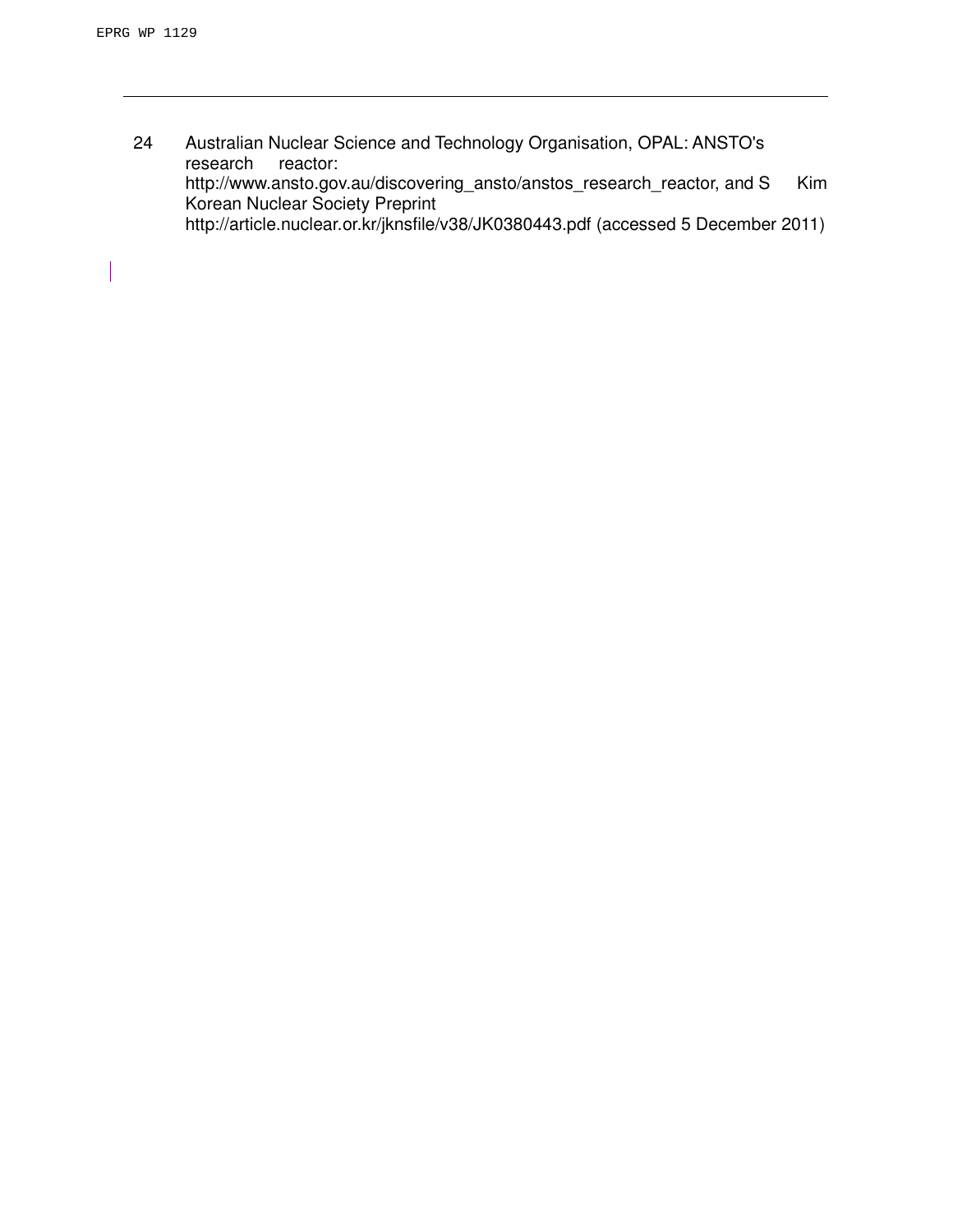24 Australian Nuclear Science and Technology Organisation, OPAL: ANSTO's research reactor: http://www.ansto.gov.au/discovering_ansto/anstos_research_reactor, and S Kim Korean Nuclear Society Preprint http://article.nuclear.or.kr/jknsfile/v38/JK0380443.pdf (accessed 5 December 2011)